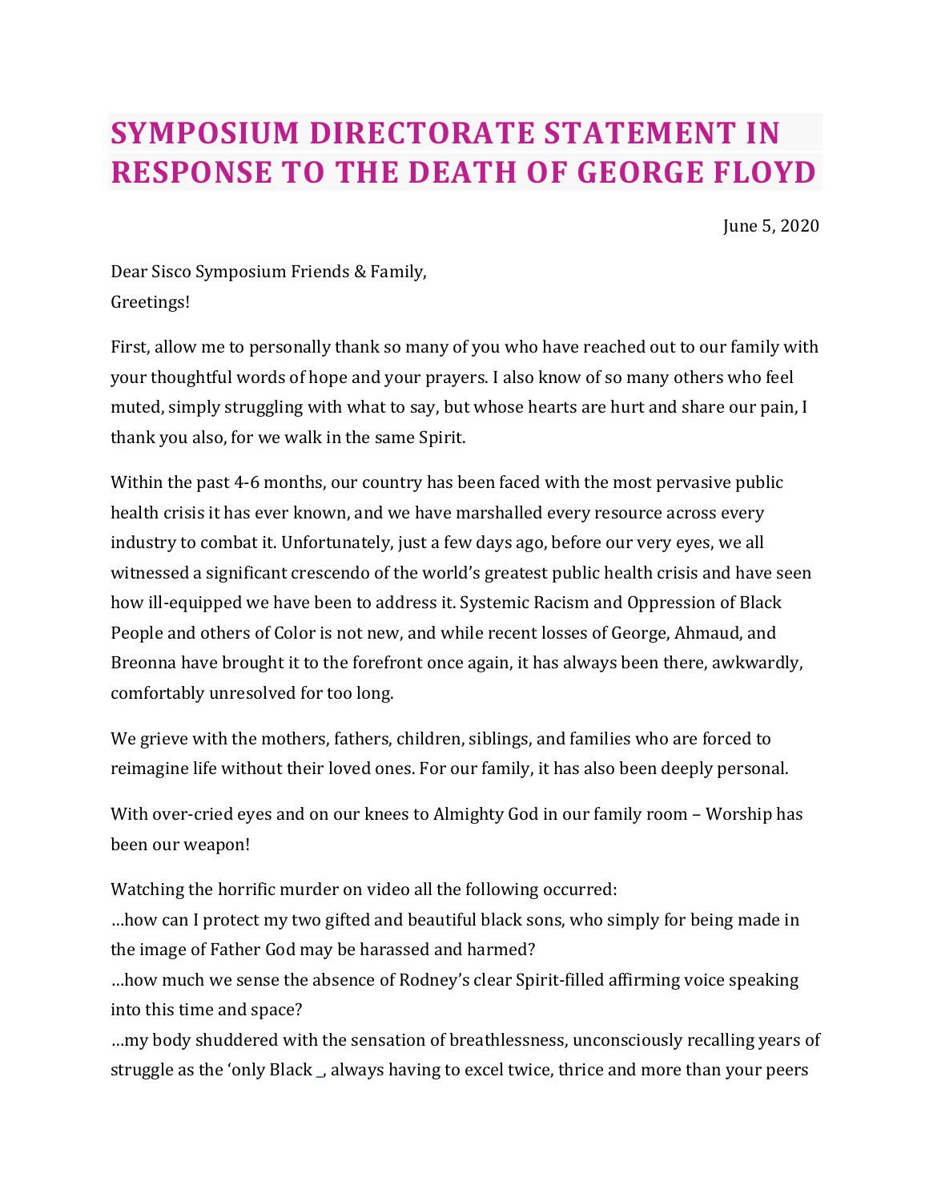# SYMPOSIUM DIRECTORATE STATEMENT IN RESPONSE TO THE DEATH OF GEORGE FLOYD

June 5, 2020

Dear Sisco Symposium Friends & Family,
Greetings!

First, allow me to personally thank so many of you who have reached out to our family with your thoughtful words of hope and your prayers. I also know of so many others who feel muted, simply struggling with what to say, but whose hearts are hurt and share our pain, I thank you also, for we walk in the same Spirit.

Within the past 4-6 months, our country has been faced with the most pervasive public health crisis it has ever known, and we have marshalled every resource across every industry to combat it. Unfortunately, just a few days ago, before our very eyes, we all witnessed a significant crescendo of the world's greatest public health crisis and have seen how ill-equipped we have been to address it. Systemic Racism and Oppression of Black People and others of Color is not new, and while recent losses of George, Ahmaud, and Breonna have brought it to the forefront once again, it has always been there, awkwardly, comfortably unresolved for too long.

We grieve with the mothers, fathers, children, siblings, and families who are forced to reimagine life without their loved ones. For our family, it has also been deeply personal.

With over-cried eyes and on our knees to Almighty God in our family room – Worship has been our weapon!

Watching the horrific murder on video all the following occurred:
…how can I protect my two gifted and beautiful black sons, who simply for being made in the image of Father God may be harassed and harmed?
…how much we sense the absence of Rodney's clear Spirit-filled affirming voice speaking into this time and space?
…my body shuddered with the sensation of breathlessness, unconsciously recalling years of struggle as the 'only Black _, always having to excel twice, thrice and more than your peers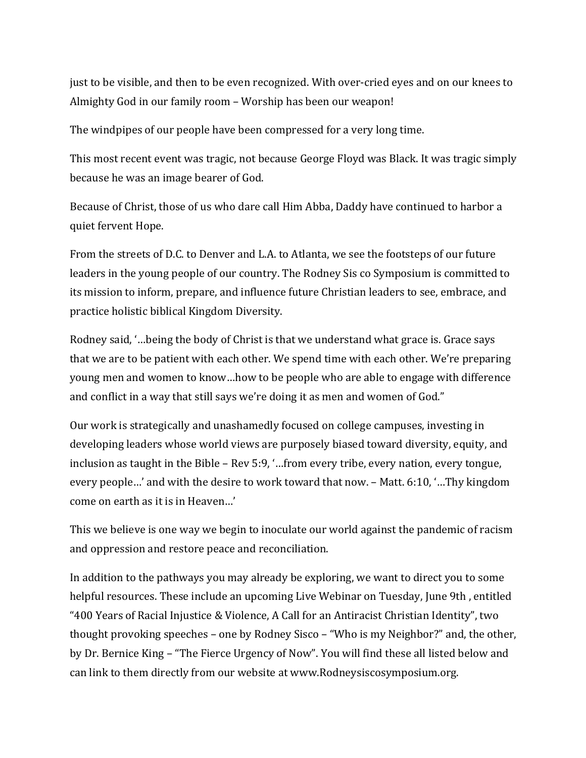just to be visible, and then to be even recognized. With over-cried eyes and on our knees to Almighty God in our family room – Worship has been our weapon!

The windpipes of our people have been compressed for a very long time.

This most recent event was tragic, not because George Floyd was Black. It was tragic simply because he was an image bearer of God.

Because of Christ, those of us who dare call Him Abba, Daddy have continued to harbor a quiet fervent Hope.

From the streets of D.C. to Denver and L.A. to Atlanta, we see the footsteps of our future leaders in the young people of our country. The Rodney Sis co Symposium is committed to its mission to inform, prepare, and influence future Christian leaders to see, embrace, and practice holistic biblical Kingdom Diversity.

Rodney said, '…being the body of Christ is that we understand what grace is. Grace says that we are to be patient with each other. We spend time with each other. We're preparing young men and women to know…how to be people who are able to engage with difference and conflict in a way that still says we're doing it as men and women of God."

Our work is strategically and unashamedly focused on college campuses, investing in developing leaders whose world views are purposely biased toward diversity, equity, and inclusion as taught in the Bible – Rev 5:9, '…from every tribe, every nation, every tongue, every people…' and with the desire to work toward that now. – Matt. 6:10, '…Thy kingdom come on earth as it is in Heaven…'

This we believe is one way we begin to inoculate our world against the pandemic of racism and oppression and restore peace and reconciliation.

In addition to the pathways you may already be exploring, we want to direct you to some helpful resources. These include an upcoming Live Webinar on Tuesday, June 9th , entitled "400 Years of Racial Injustice & Violence, A Call for an Antiracist Christian Identity", two thought provoking speeches – one by Rodney Sisco – "Who is my Neighbor?" and, the other, by Dr. Bernice King – "The Fierce Urgency of Now". You will find these all listed below and can link to them directly from our website at www.Rodneysiscosymposium.org.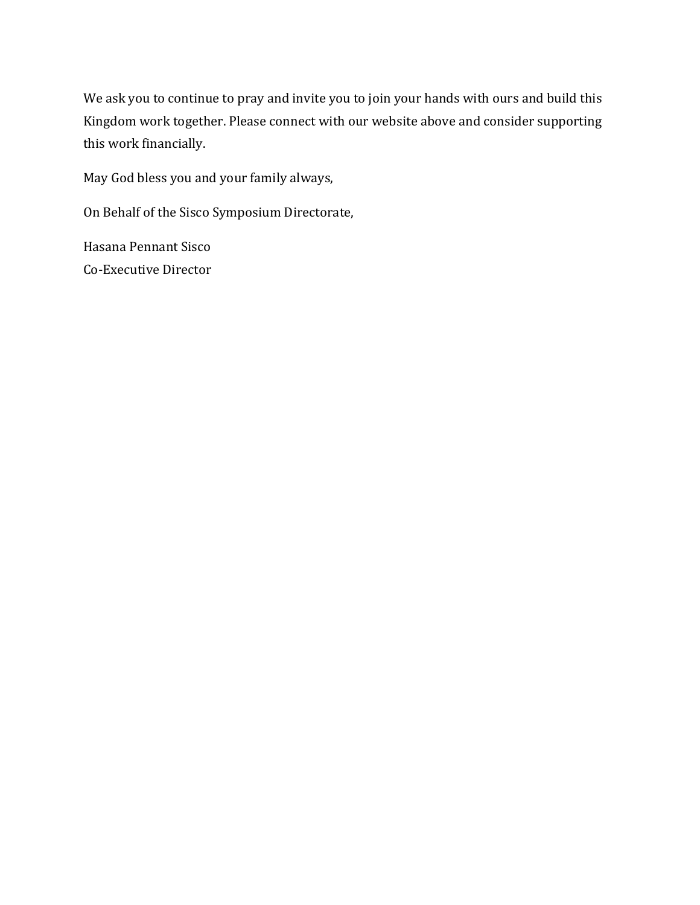We ask you to continue to pray and invite you to join your hands with ours and build this Kingdom work together. Please connect with our website above and consider supporting this work financially.

May God bless you and your family always,

On Behalf of the Sisco Symposium Directorate,

Hasana Pennant Sisco  
Co-Executive Director